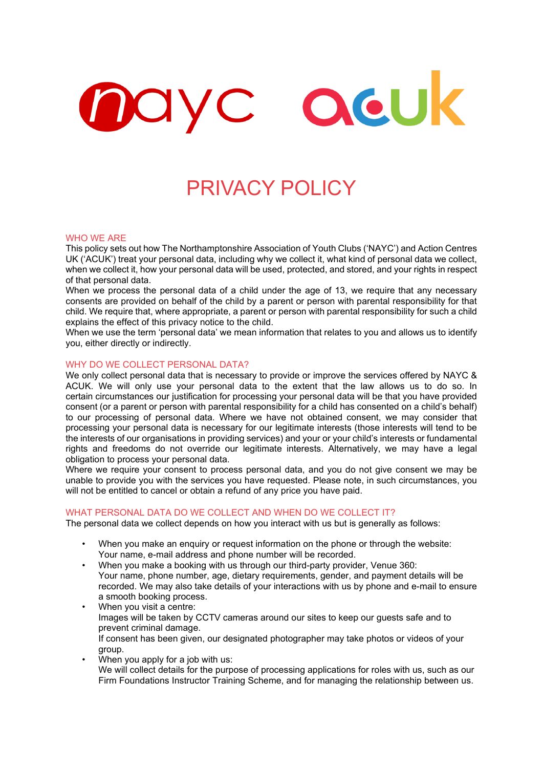# PRIVACY POLICY

## WHO WE ARE

This policy sets out how The Northamptonshire Association of Youth Clubs ('NAYC') and Action Centres UK ('ACUK') treat your personal data, including why we collect it, what kind of personal data we collect, when we collect it, how your personal data will be used, protected, and stored, and your rights in respect of that personal data.

When we process the personal data of a child under the age of 13, we require that any necessary consents are provided on behalf of the child by a parent or person with parental responsibility for that child. We require that, where appropriate, a parent or person with parental responsibility for such a child explains the effect of this privacy notice to the child.

When we use the term 'personal data' we mean information that relates to you and allows us to identify you, either directly or indirectly.

## WHY DO WE COLLECT PERSONAL DATA?

We only collect personal data that is necessary to provide or improve the services offered by NAYC & ACUK. We will only use your personal data to the extent that the law allows us to do so. In certain circumstances our justification for processing your personal data will be that you have provided consent (or a parent or person with parental responsibility for a child has consented on a child's behalf) to our processing of personal data. Where we have not obtained consent, we may consider that processing your personal data is necessary for our legitimate interests (those interests will tend to be the interests of our organisations in providing services) and your or your child's interests or fundamental rights and freedoms do not override our legitimate interests. Alternatively, we may have a legal obligation to process your personal data.

Where we require your consent to process personal data, and you do not give consent we may be unable to provide you with the services you have requested. Please note, in such circumstances, you will not be entitled to cancel or obtain a refund of any price you have paid.

## WHAT PERSONAL DATA DO WE COLLECT AND WHEN DO WE COLLECT IT?

The personal data we collect depends on how you interact with us but is generally as follows:

- When you make an enquiry or request information on the phone or through the website:
  Your name, e-mail address and phone number will be recorded.
- When you make a booking with us through our third-party provider, Venue 360:
  Your name, phone number, age, dietary requirements, gender, and payment details will be recorded. We may also take details of your interactions with us by phone and e-mail to ensure a smooth booking process.
- When you visit a centre:
  Images will be taken by CCTV cameras around our sites to keep our guests safe and to prevent criminal damage.
  If consent has been given, our designated photographer may take photos or videos of your group.
- When you apply for a job with us:
  We will collect details for the purpose of processing applications for roles with us, such as our Firm Foundations Instructor Training Scheme, and for managing the relationship between us.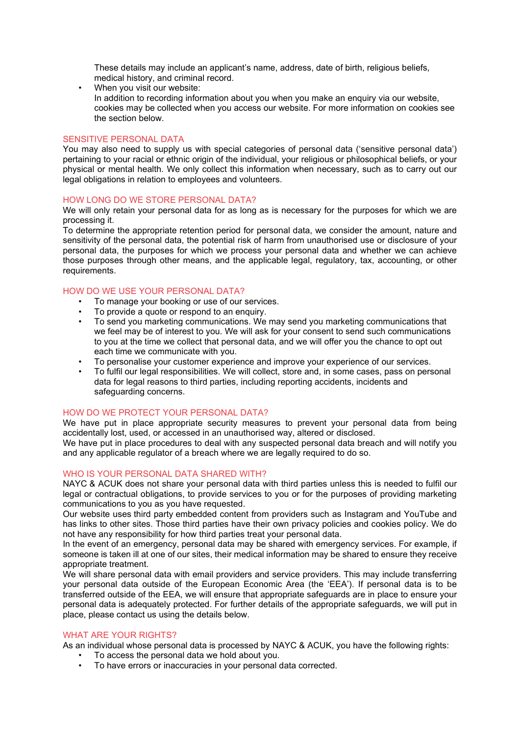These details may include an applicant's name, address, date of birth, religious beliefs, medical history, and criminal record.

- When you visit our website:
  In addition to recording information about you when you make an enquiry via our website, cookies may be collected when you access our website. For more information on cookies see the section below.

## SENSITIVE PERSONAL DATA

You may also need to supply us with special categories of personal data ('sensitive personal data') pertaining to your racial or ethnic origin of the individual, your religious or philosophical beliefs, or your physical or mental health. We only collect this information when necessary, such as to carry out our legal obligations in relation to employees and volunteers.

## HOW LONG DO WE STORE PERSONAL DATA?

We will only retain your personal data for as long as is necessary for the purposes for which we are processing it.

To determine the appropriate retention period for personal data, we consider the amount, nature and sensitivity of the personal data, the potential risk of harm from unauthorised use or disclosure of your personal data, the purposes for which we process your personal data and whether we can achieve those purposes through other means, and the applicable legal, regulatory, tax, accounting, or other requirements.

## HOW DO WE USE YOUR PERSONAL DATA?

- To manage your booking or use of our services.
- To provide a quote or respond to an enquiry.
- To send you marketing communications. We may send you marketing communications that we feel may be of interest to you. We will ask for your consent to send such communications to you at the time we collect that personal data, and we will offer you the chance to opt out each time we communicate with you.
- To personalise your customer experience and improve your experience of our services.
- To fulfil our legal responsibilities. We will collect, store and, in some cases, pass on personal data for legal reasons to third parties, including reporting accidents, incidents and safeguarding concerns.

## HOW DO WE PROTECT YOUR PERSONAL DATA?

We have put in place appropriate security measures to prevent your personal data from being accidentally lost, used, or accessed in an unauthorised way, altered or disclosed.

We have put in place procedures to deal with any suspected personal data breach and will notify you and any applicable regulator of a breach where we are legally required to do so.

## WHO IS YOUR PERSONAL DATA SHARED WITH?

NAYC & ACUK does not share your personal data with third parties unless this is needed to fulfil our legal or contractual obligations, to provide services to you or for the purposes of providing marketing communications to you as you have requested.

Our website uses third party embedded content from providers such as Instagram and YouTube and has links to other sites. Those third parties have their own privacy policies and cookies policy. We do not have any responsibility for how third parties treat your personal data.

In the event of an emergency, personal data may be shared with emergency services. For example, if someone is taken ill at one of our sites, their medical information may be shared to ensure they receive appropriate treatment.

We will share personal data with email providers and service providers. This may include transferring your personal data outside of the European Economic Area (the 'EEA'). If personal data is to be transferred outside of the EEA, we will ensure that appropriate safeguards are in place to ensure your personal data is adequately protected. For further details of the appropriate safeguards, we will put in place, please contact us using the details below.

## WHAT ARE YOUR RIGHTS?

As an individual whose personal data is processed by NAYC & ACUK, you have the following rights:

- To access the personal data we hold about you.
- To have errors or inaccuracies in your personal data corrected.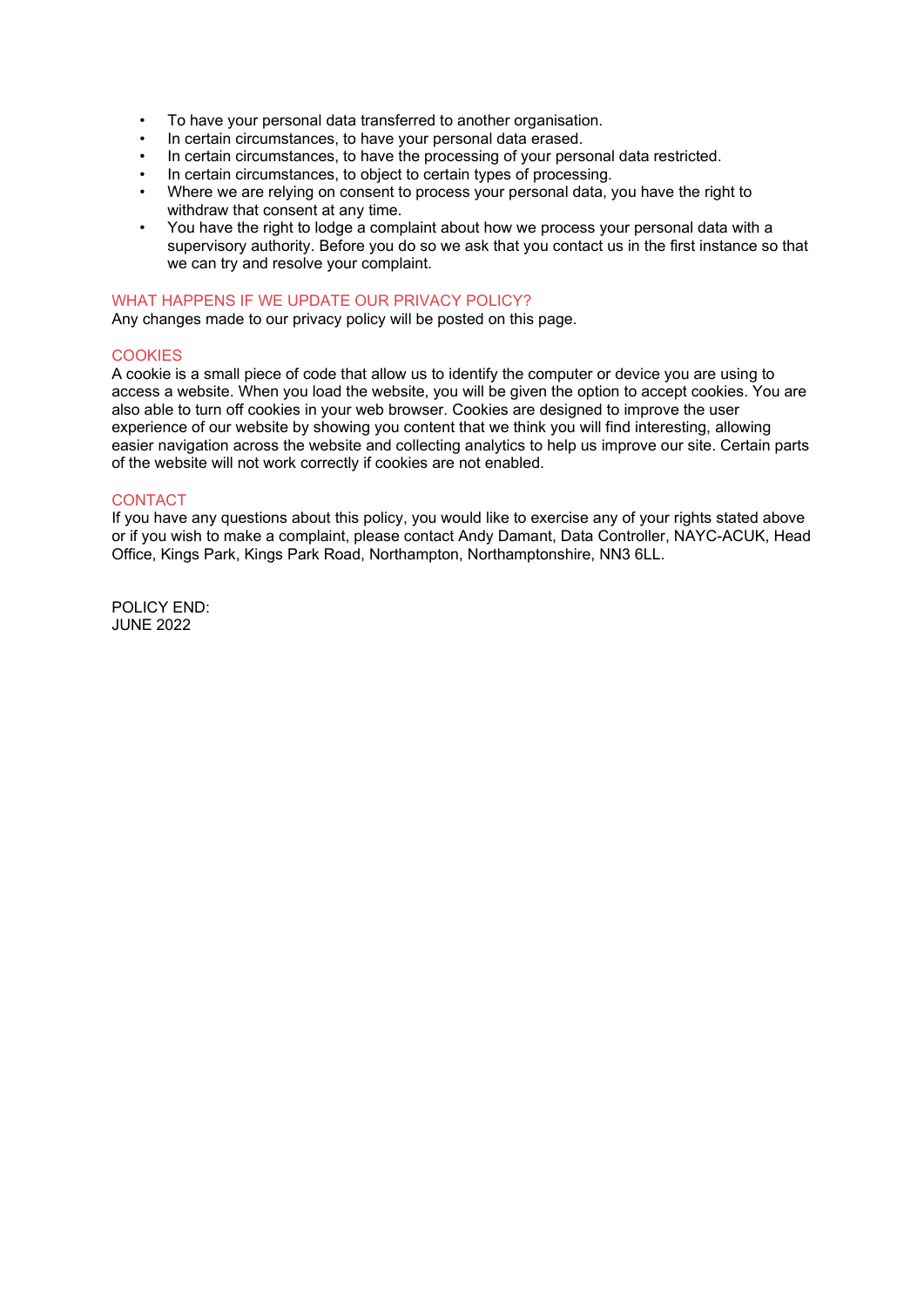- To have your personal data transferred to another organisation.
- In certain circumstances, to have your personal data erased.
- In certain circumstances, to have the processing of your personal data restricted.
- In certain circumstances, to object to certain types of processing.
- Where we are relying on consent to process your personal data, you have the right to withdraw that consent at any time.
- You have the right to lodge a complaint about how we process your personal data with a supervisory authority. Before you do so we ask that you contact us in the first instance so that we can try and resolve your complaint.

## WHAT HAPPENS IF WE UPDATE OUR PRIVACY POLICY?

Any changes made to our privacy policy will be posted on this page.

## COOKIES

A cookie is a small piece of code that allow us to identify the computer or device you are using to access a website. When you load the website, you will be given the option to accept cookies. You are also able to turn off cookies in your web browser. Cookies are designed to improve the user experience of our website by showing you content that we think you will find interesting, allowing easier navigation across the website and collecting analytics to help us improve our site. Certain parts of the website will not work correctly if cookies are not enabled.

## CONTACT

If you have any questions about this policy, you would like to exercise any of your rights stated above or if you wish to make a complaint, please contact Andy Damant, Data Controller, NAYC-ACUK, Head Office, Kings Park, Kings Park Road, Northampton, Northamptonshire, NN3 6LL.

POLICY END:
JUNE 2022